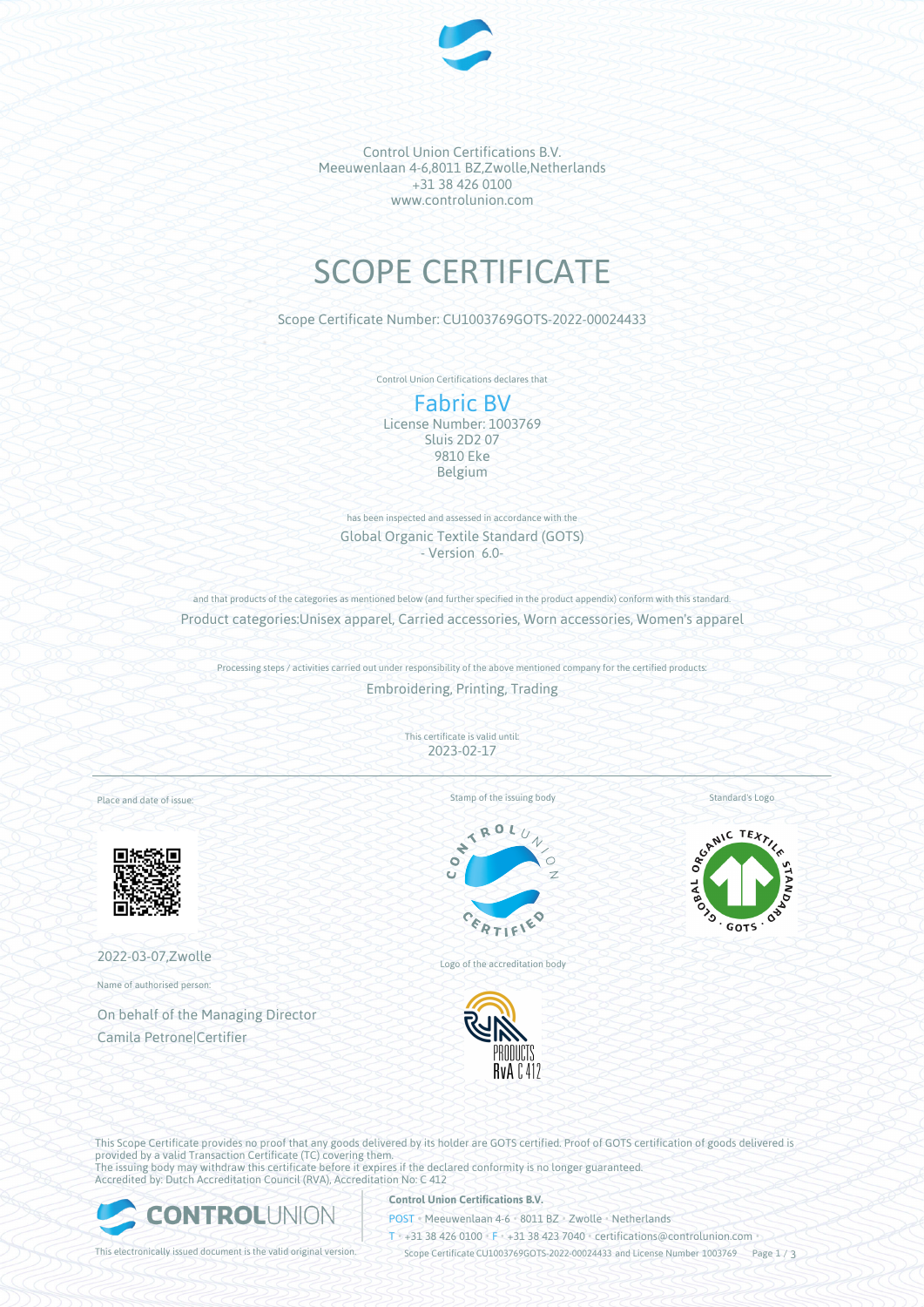Control Union Certifications B.V.
Meeuwenlaan 4-6,8011 BZ,Zwolle,Netherlands
+31 38 426 0100
www.controlunion.com

# SCOPE CERTIFICATE

Scope Certificate Number: CU1003769GOTS-2022-00024433

Control Union Certifications declares that

## Fabric BV

License Number: 1003769
Sluis 2D2 07
9810 Eke
Belgium

has been inspected and assessed in accordance with the

Global Organic Textile Standard (GOTS)
- Version 6.0-

and that products of the categories as mentioned below (and further specified in the product appendix) conform with this standard.

Product categories:Unisex apparel, Carried accessories, Worn accessories, Women's apparel

Processing steps / activities carried out under responsibility of the above mentioned company for the certified products:

Embroidering, Printing, Trading

This certificate is valid until:
2023-02-17

Place and date of issue:

2022-03-07,Zwolle

Name of authorised person:

On behalf of the Managing Director
Camila Petrone|Certifier

Stamp of the issuing body

Logo of the accreditation body

Standard's Logo

This Scope Certificate provides no proof that any goods delivered by its holder are GOTS certified. Proof of GOTS certification of goods delivered is provided by a valid Transaction Certificate (TC) covering them.
The issuing body may withdraw this certificate before it expires if the declared conformity is no longer guaranteed.
Accredited by: Dutch Accreditation Council (RVA), Accreditation No: C 412

This electronically issued document is the valid original version.

**Control Union Certifications B.V.**
POST • Meeuwenlaan 4-6 • 8011 BZ • Zwolle • Netherlands
T • +31 38 426 0100 • F • +31 38 423 7040 • certifications@controlunion.com •
Scope Certificate CU1003769GOTS-2022-00024433 and License Number 1003769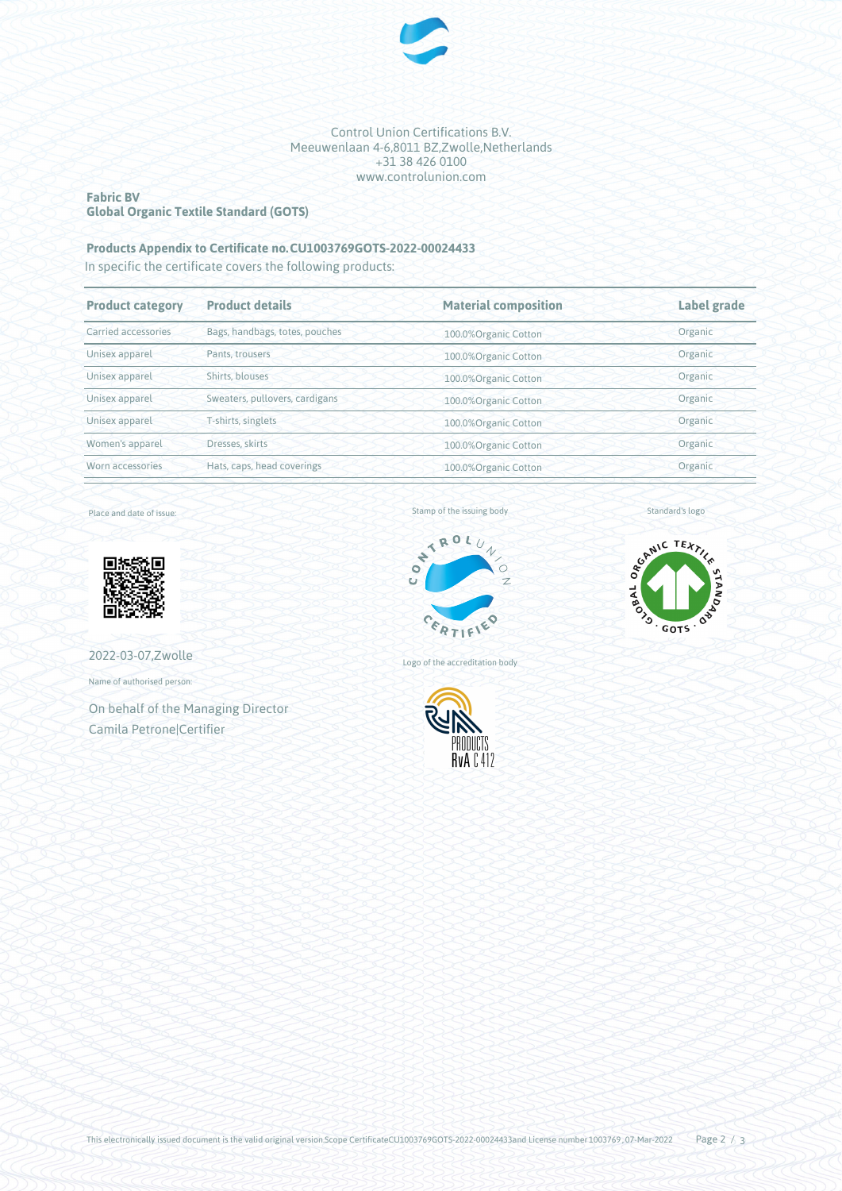Control Union Certifications B.V.
Meeuwenlaan 4-6,8011 BZ,Zwolle,Netherlands
+31 38 426 0100
www.controlunion.com

**Fabric BV**
**Global Organic Textile Standard (GOTS)**

**Products Appendix to Certificate no.CU1003769GOTS-2022-00024433**

In specific the certificate covers the following products:

| Product category | Product details | Material composition | Label grade |
|---|---|---|---|
| Carried accessories | Bags, handbags, totes, pouches | 100.0%Organic Cotton | Organic |
| Unisex apparel | Pants, trousers | 100.0%Organic Cotton | Organic |
| Unisex apparel | Shirts, blouses | 100.0%Organic Cotton | Organic |
| Unisex apparel | Sweaters, pullovers, cardigans | 100.0%Organic Cotton | Organic |
| Unisex apparel | T-shirts, singlets | 100.0%Organic Cotton | Organic |
| Women's apparel | Dresses, skirts | 100.0%Organic Cotton | Organic |
| Worn accessories | Hats, caps, head coverings | 100.0%Organic Cotton | Organic |

Place and date of issue:

2022-03-07,Zwolle

Name of authorised person:

On behalf of the Managing Director
Camila Petrone|Certifier

Stamp of the issuing body

Logo of the accreditation body

Standard's logo

This electronically issued document is the valid original version.Scope CertificateCU1003769GOTS-2022-00024433and License number 1003769, 07-Mar-2022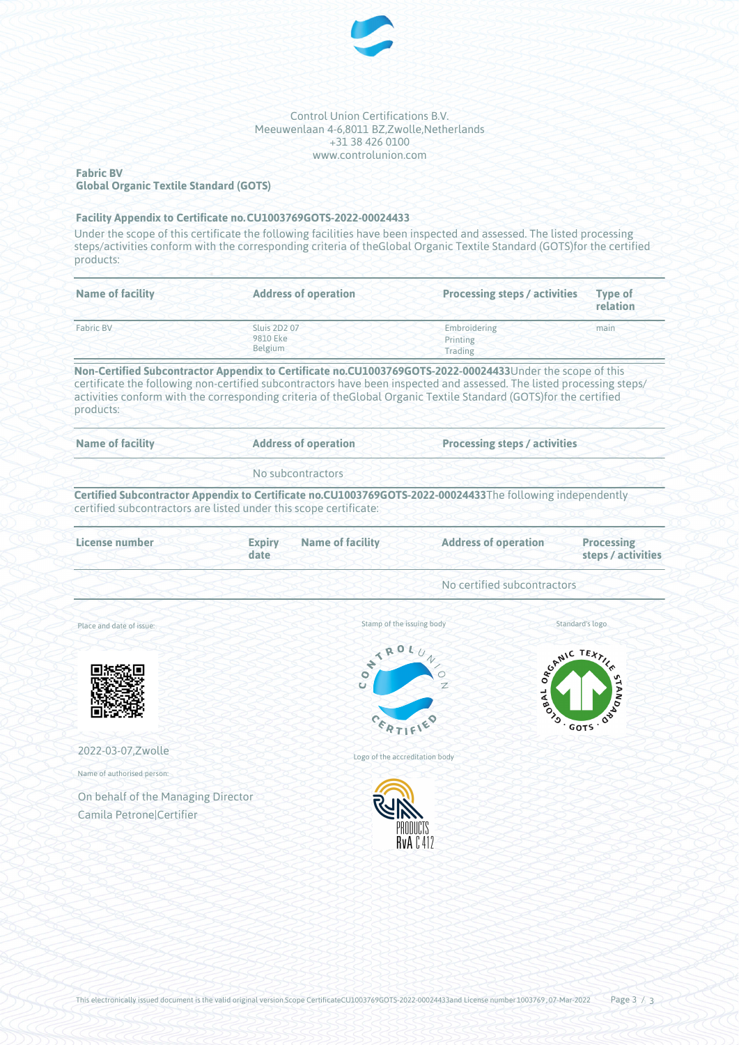Control Union Certifications B.V.
Meeuwenlaan 4-6,8011 BZ,Zwolle,Netherlands
+31 38 426 0100
www.controlunion.com

**Fabric BV**
**Global Organic Textile Standard (GOTS)**

**Facility Appendix to Certificate no. CU1003769GOTS-2022-00024433**

Under the scope of this certificate the following facilities have been inspected and assessed. The listed processing steps/activities conform with the corresponding criteria of theGlobal Organic Textile Standard (GOTS)for the certified products:

| Name of facility | Address of operation | Processing steps / activities | Type of relation |
|---|---|---|---|
| Fabric BV | Sluis 2D2 07<br>9810 Eke<br>Belgium | Embroidering<br>Printing<br>Trading | main |

**Non-Certified Subcontractor Appendix to Certificate no.CU1003769GOTS-2022-00024433**Under the scope of this certificate the following non-certified subcontractors have been inspected and assessed. The listed processing steps/ activities conform with the corresponding criteria of theGlobal Organic Textile Standard (GOTS)for the certified products:

| Name of facility | Address of operation | Processing steps / activities |
|---|---|---|
| | No subcontractors | |

**Certified Subcontractor Appendix to Certificate no.CU1003769GOTS-2022-00024433**The following independently certified subcontractors are listed under this scope certificate:

| License number | Expiry date | Name of facility | Address of operation | Processing steps / activities |
|---|---|---|---|---|
| | | | No certified subcontractors | |

Place and date of issue:

2022-03-07,Zwolle

Name of authorised person:

On behalf of the Managing Director
Camila Petrone|Certifier

Stamp of the issuing body

Standard's logo

Logo of the accreditation body

This electronically issued document is the valid original version.Scope CertificateCU1003769GOTS-2022-00024433and License number 1003769, 07-Mar-2022